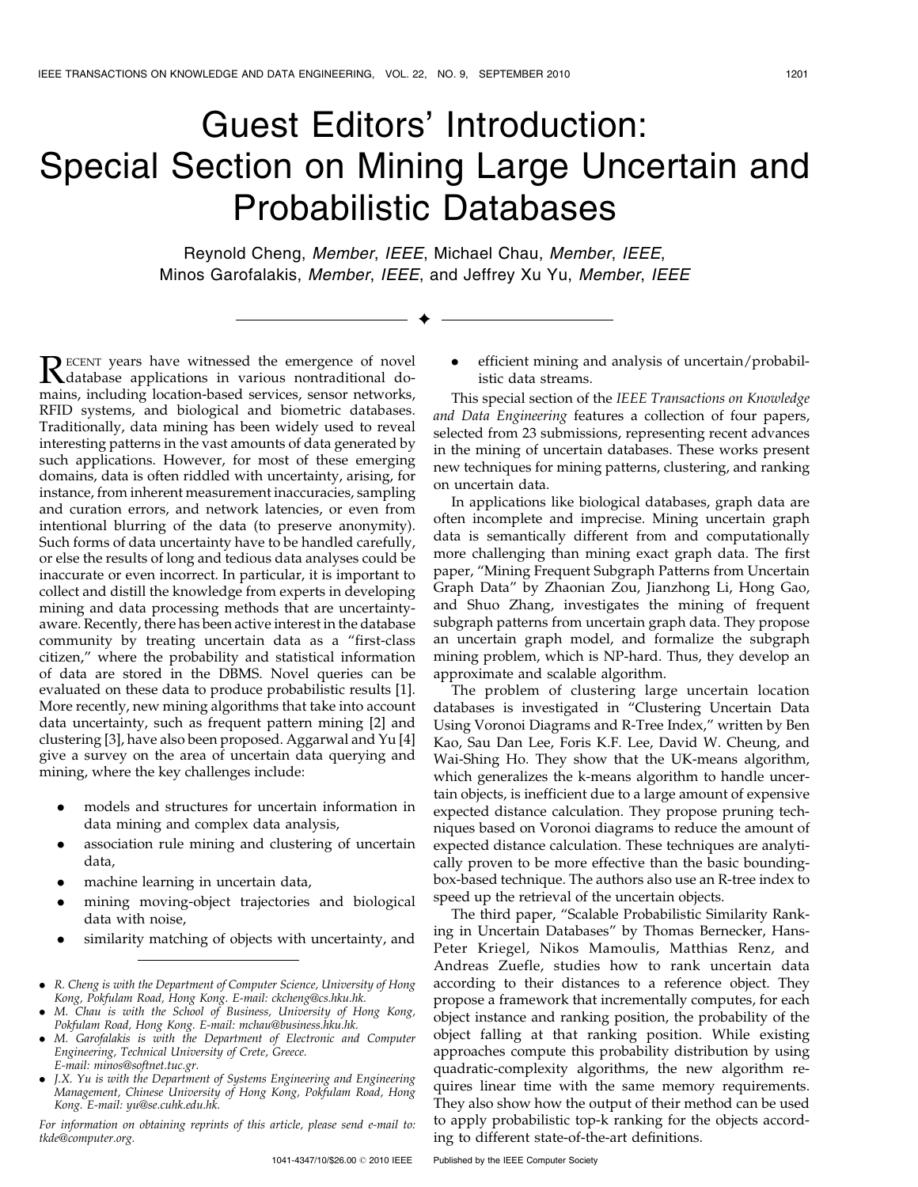# Guest Editors' Introduction: Special Section on Mining Large Uncertain and Probabilistic Databases

Reynold Cheng, *Member*, *IEEE*, Michael Chau, *Member*, *IEEE*, Minos Garofalakis, *Member*, *IEEE*, and Jeffrey Xu Yu, *Member*, *IEEE*

---

Recent years have witnessed the emergence of novel database applications in various nontraditional domains, including location-based services, sensor networks, RFID systems, and biological and biometric databases. Traditionally, data mining has been widely used to reveal interesting patterns in the vast amounts of data generated by such applications. However, for most of these emerging domains, data is often riddled with uncertainty, arising, for instance, from inherent measurement inaccuracies, sampling and curation errors, and network latencies, or even from intentional blurring of the data (to preserve anonymity). Such forms of data uncertainty have to be handled carefully, or else the results of long and tedious data analyses could be inaccurate or even incorrect. In particular, it is important to collect and distill the knowledge from experts in developing mining and data processing methods that are uncertainty-aware. Recently, there has been active interest in the database community by treating uncertain data as a "first-class citizen," where the probability and statistical information of data are stored in the DBMS. Novel queries can be evaluated on these data to produce probabilistic results [1]. More recently, new mining algorithms that take into account data uncertainty, such as frequent pattern mining [2] and clustering [3], have also been proposed. Aggarwal and Yu [4] give a survey on the area of uncertain data querying and mining, where the key challenges include:

- models and structures for uncertain information in data mining and complex data analysis,
- association rule mining and clustering of uncertain data,
- machine learning in uncertain data,
- mining moving-object trajectories and biological data with noise,
- similarity matching of objects with uncertainty, and
- efficient mining and analysis of uncertain/probabilistic data streams.

This special section of the *IEEE Transactions on Knowledge and Data Engineering* features a collection of four papers, selected from 23 submissions, representing recent advances in the mining of uncertain databases. These works present new techniques for mining patterns, clustering, and ranking on uncertain data.

In applications like biological databases, graph data are often incomplete and imprecise. Mining uncertain graph data is semantically different from and computationally more challenging than mining exact graph data. The first paper, "Mining Frequent Subgraph Patterns from Uncertain Graph Data" by Zhaonian Zou, Jianzhong Li, Hong Gao, and Shuo Zhang, investigates the mining of frequent subgraph patterns from uncertain graph data. They propose an uncertain graph model, and formalize the subgraph mining problem, which is NP-hard. Thus, they develop an approximate and scalable algorithm.

The problem of clustering large uncertain location databases is investigated in "Clustering Uncertain Data Using Voronoi Diagrams and R-Tree Index," written by Ben Kao, Sau Dan Lee, Foris K.F. Lee, David W. Cheung, and Wai-Shing Ho. They show that the UK-means algorithm, which generalizes the k-means algorithm to handle uncertain objects, is inefficient due to a large amount of expensive expected distance calculation. They propose pruning techniques based on Voronoi diagrams to reduce the amount of expected distance calculation. These techniques are analytically proven to be more effective than the basic bounding-box-based technique. The authors also use an R-tree index to speed up the retrieval of the uncertain objects.

The third paper, "Scalable Probabilistic Similarity Ranking in Uncertain Databases" by Thomas Bernecker, Hans-Peter Kriegel, Nikos Mamoulis, Matthias Renz, and Andreas Zuefle, studies how to rank uncertain data according to their distances to a reference object. They propose a framework that incrementally computes, for each object instance and ranking position, the probability of the object falling at that ranking position. While existing approaches compute this probability distribution by using quadratic-complexity algorithms, the new algorithm requires linear time with the same memory requirements. They also show how the output of their method can be used to apply probabilistic top-k ranking for the objects according to different state-of-the-art definitions.

---

- *R. Cheng is with the Department of Computer Science, University of Hong Kong, Pokfulam Road, Hong Kong. E-mail: ckcheng@cs.hku.hk.*
- *M. Chau is with the School of Business, University of Hong Kong, Pokfulam Road, Hong Kong. E-mail: mchau@business.hku.hk.*
- *M. Garofalakis is with the Department of Electronic and Computer Engineering, Technical University of Crete, Greece. E-mail: minos@softnet.tuc.gr.*
- *J.X. Yu is with the Department of Systems Engineering and Engineering Management, Chinese University of Hong Kong, Pokfulam Road, Hong Kong. E-mail: yu@se.cuhk.edu.hk.*

*For information on obtaining reprints of this article, please send e-mail to: tkde@computer.org.*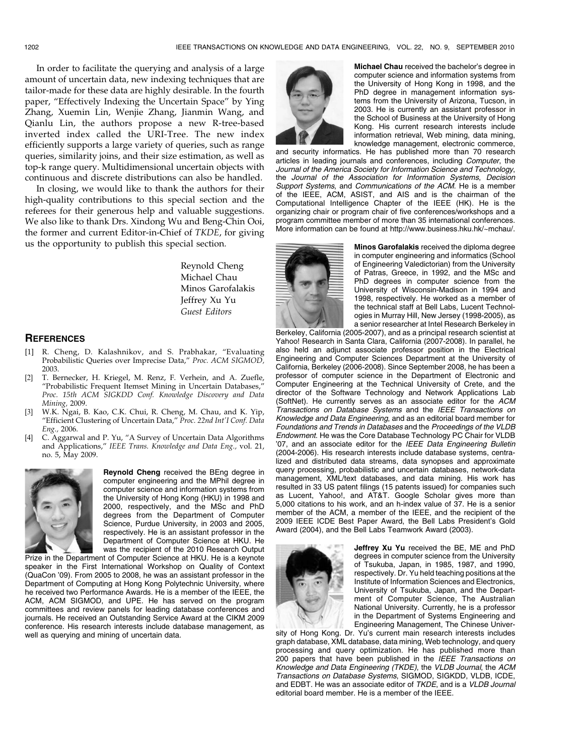In order to facilitate the querying and analysis of a large amount of uncertain data, new indexing techniques that are tailor-made for these data are highly desirable. In the fourth paper, "Effectively Indexing the Uncertain Space" by Ying Zhang, Xuemin Lin, Wenjie Zhang, Jianmin Wang, and Qianlu Lin, the authors propose a new R-tree-based inverted index called the URI-Tree. The new index efficiently supports a large variety of queries, such as range queries, similarity joins, and their size estimation, as well as top-k range query. Multidimensional uncertain objects with continuous and discrete distributions can also be handled.

In closing, we would like to thank the authors for their high-quality contributions to this special section and the referees for their generous help and valuable suggestions. We also like to thank Drs. Xindong Wu and Beng-Chin Ooi, the former and current Editor-in-Chief of *TKDE*, for giving us the opportunity to publish this special section.

Reynold Cheng
Michael Chau
Minos Garofalakis
Jeffrey Xu Yu
*Guest Editors*

## References

[1] R. Cheng, D. Kalashnikov, and S. Prabhakar, "Evaluating Probabilistic Queries over Imprecise Data," *Proc. ACM SIGMOD*, 2003.

[2] T. Bernecker, H. Kriegel, M. Renz, F. Verhein, and A. Zuefle, "Probabilistic Frequent Itemset Mining in Uncertain Databases," *Proc. 15th ACM SIGKDD Conf. Knowledge Discovery and Data Mining*, 2009.

[3] W.K. Ngai, B. Kao, C.K. Chui, R. Cheng, M. Chau, and K. Yip, "Efficient Clustering of Uncertain Data," *Proc. 22nd Int'l Conf. Data Eng.*, 2006.

[4] C. Aggarwal and P. Yu, "A Survey of Uncertain Data Algorithms and Applications," *IEEE Trans. Knowledge and Data Eng.*, vol. 21, no. 5, May 2009.

**Reynold Cheng** received the BEng degree in computer engineering and the MPhil degree in computer science and information systems from the University of Hong Kong (HKU) in 1998 and 2000, respectively, and the MSc and PhD degrees from the Department of Computer Science, Purdue University, in 2003 and 2005, respectively. He is an assistant professor in the Department of Computer Science at HKU. He was the recipient of the 2010 Research Output Prize in the Department of Computer Science at HKU. He is a keynote speaker in the First International Workshop on Quality of Context (QuaCon '09). From 2005 to 2008, he was an assistant professor in the Department of Computing at Hong Kong Polytechnic University, where he received two Performance Awards. He is a member of the IEEE, the ACM, ACM SIGMOD, and UPE. He has served on the program committees and review panels for leading database conferences and journals. He received an Outstanding Service Award at the CIKM 2009 conference. His research interests include database management, as well as querying and mining of uncertain data.

**Michael Chau** received the bachelor's degree in computer science and information systems from the University of Hong Kong in 1998, and the PhD degree in management information systems from the University of Arizona, Tucson, in 2003. He is currently an assistant professor in the School of Business at the University of Hong Kong. His current research interests include information retrieval, Web mining, data mining, knowledge management, electronic commerce, and security informatics. He has published more than 70 research articles in leading journals and conferences, including *Computer*, the *Journal of the America Society for Information Science and Technology*, the *Journal of the Association for Information Systems*, *Decision Support Systems*, and *Communications of the ACM*. He is a member of the IEEE, ACM, ASIST, and AIS and is the chairman of the Computational Intelligence Chapter of the IEEE (HK). He is the organizing chair or program chair of five conferences/workshops and a program committee member of more than 35 international conferences. More information can be found at http://www.business.hku.hk/~mchau/.

**Minos Garofalakis** received the diploma degree in computer engineering and informatics (School of Engineering Valedictorian) from the University of Patras, Greece, in 1992, and the MSc and PhD degrees in computer science from the University of Wisconsin-Madison in 1994 and 1998, respectively. He worked as a member of the technical staff at Bell Labs, Lucent Technologies in Murray Hill, New Jersey (1998-2005), as a senior researcher at Intel Research Berkeley in Berkeley, California (2005-2007), and as a principal research scientist at Yahoo! Research in Santa Clara, California (2007-2008). In parallel, he also held an adjunct associate professor position in the Electrical Engineering and Computer Sciences Department at the University of California, Berkeley (2006-2008). Since September 2008, he has been a professor of computer science in the Department of Electronic and Computer Engineering at the Technical University of Crete, and the director of the Software Technology and Network Applications Lab (SoftNet). He currently serves as an associate editor for the *ACM Transactions on Database Systems* and the *IEEE Transactions on Knowledge and Data Engineering*, and as an editorial board member for *Foundations and Trends in Databases* and the *Proceedings of the VLDB Endowment*. He was the Core Database Technology PC Chair for VLDB '07, and an associate editor for the *IEEE Data Engineering Bulletin* (2004-2006). His research interests include database systems, centralized and distributed data streams, data synopses and approximate query processing, probabilistic and uncertain databases, network-data management, XML/text databases, and data mining. His work has resulted in 33 US patent filings (15 patents issued) for companies such as Lucent, Yahoo!, and AT&T. Google Scholar gives more than 5,000 citations to his work, and an h-index value of 37. He is a senior member of the ACM, a member of the IEEE, and the recipient of the 2009 IEEE ICDE Best Paper Award, the Bell Labs President's Gold Award (2004), and the Bell Labs Teamwork Award (2003).

**Jeffrey Xu Yu** received the BE, ME and PhD degrees in computer science from the University of Tsukuba, Japan, in 1985, 1987, and 1990, respectively. Dr. Yu held teaching positions at the Institute of Information Sciences and Electronics, University of Tsukuba, Japan, and the Department of Computer Science, The Australian National University. Currently, he is a professor in the Department of Systems Engineering and Engineering Management, The Chinese University of Hong Kong. Dr. Yu's current main research interests includes graph database, XML database, data mining, Web technology, and query processing and query optimization. He has published more than 200 papers that have been published in the *IEEE Transactions on Knowledge and Data Engineering (TKDE)*, the *VLDB Journal*, the *ACM Transactions on Database Systems*, SIGMOD, SIGKDD, VLDB, ICDE, and EDBT. He was an associate editor of *TKDE*, and is a *VLDB Journal* editorial board member. He is a member of the IEEE.